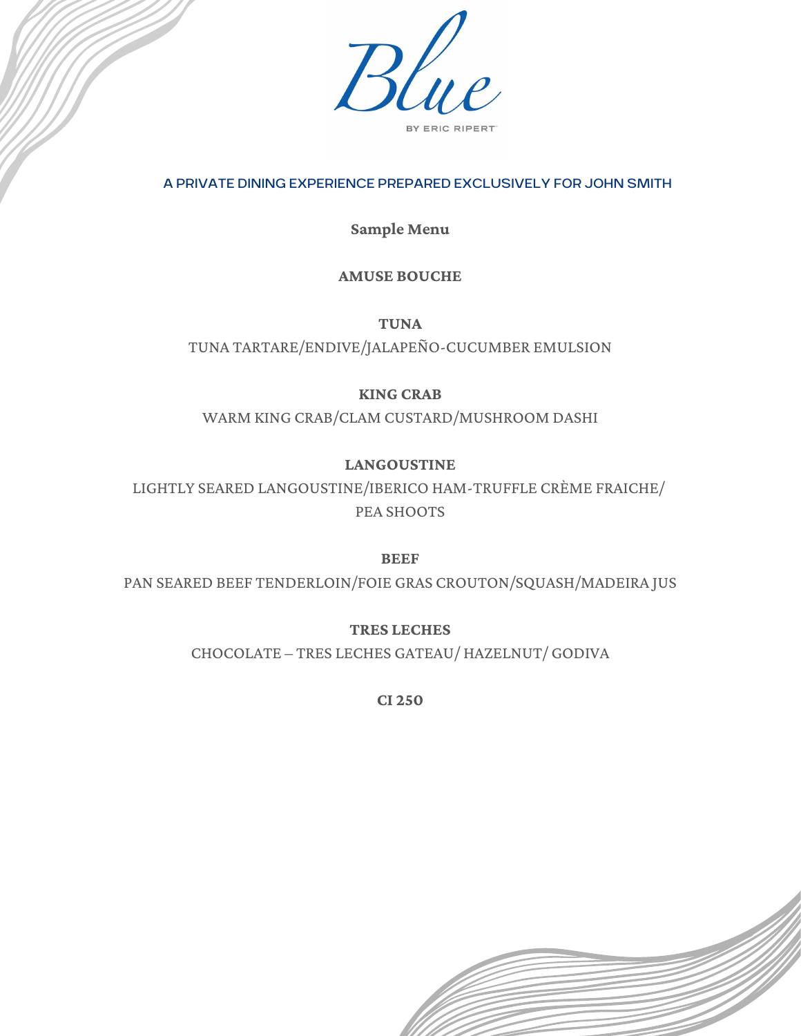# Blue

BY ERIC RIPERT

A PRIVATE DINING EXPERIENCE PREPARED EXCLUSIVELY FOR JOHN SMITH

**Sample Menu**

**AMUSE BOUCHE**

**TUNA**

TUNA TARTARE/ENDIVE/JALAPEÑO-CUCUMBER EMULSION

**KING CRAB**

WARM KING CRAB/CLAM CUSTARD/MUSHROOM DASHI

**LANGOUSTINE**

LIGHTLY SEARED LANGOUSTINE/IBERICO HAM-TRUFFLE CRÈME FRAICHE/ PEA SHOOTS

**BEEF**

PAN SEARED BEEF TENDERLOIN/FOIE GRAS CROUTON/SQUASH/MADEIRA JUS

**TRES LECHES**

CHOCOLATE – TRES LECHES GATEAU/ HAZELNUT/ GODIVA

**CI 250**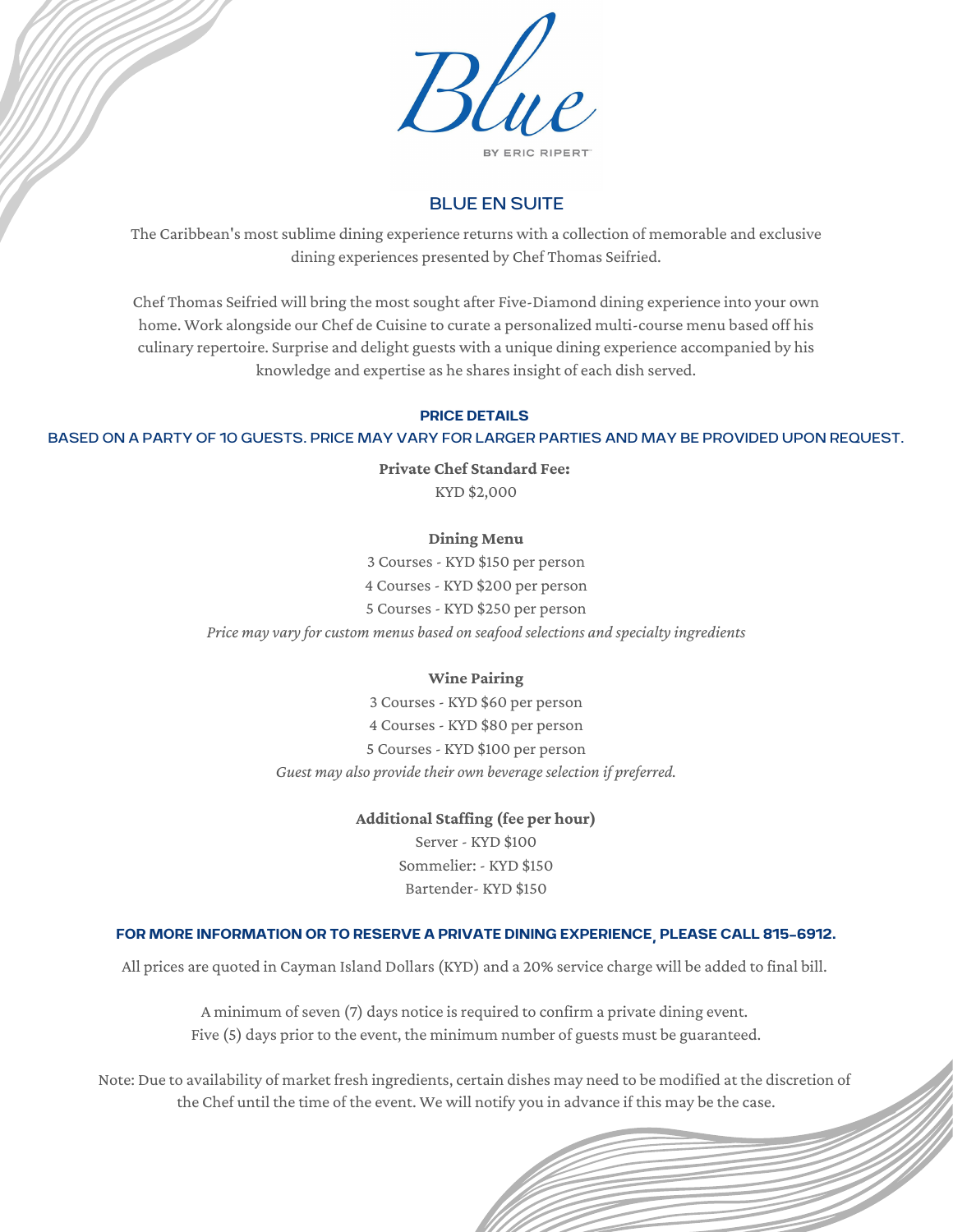# Blue

BY ERIC RIPERT

## BLUE EN SUITE

The Caribbean's most sublime dining experience returns with a collection of memorable and exclusive dining experiences presented by Chef Thomas Seifried.

Chef Thomas Seifried will bring the most sought after Five-Diamond dining experience into your own home. Work alongside our Chef de Cuisine to curate a personalized multi-course menu based off his culinary repertoire. Surprise and delight guests with a unique dining experience accompanied by his knowledge and expertise as he shares insight of each dish served.

### PRICE DETAILS

**BASED ON A PARTY OF 10 GUESTS. PRICE MAY VARY FOR LARGER PARTIES AND MAY BE PROVIDED UPON REQUEST.**

**Private Chef Standard Fee:**

KYD $2,000

**Dining Menu**

3 Courses - KYD $150 per person

4 Courses - KYD $200 per person

5 Courses - KYD $250 per person

*Price may vary for custom menus based on seafood selections and specialty ingredients*

**Wine Pairing**

3 Courses - KYD $60 per person

4 Courses - KYD $80 per person

5 Courses - KYD $100 per person

*Guest may also provide their own beverage selection if preferred.*

**Additional Staffing (fee per hour)**

Server - KYD $100

Sommelier: - KYD $150

Bartender- KYD $150

**FOR MORE INFORMATION OR TO RESERVE A PRIVATE DINING EXPERIENCE, PLEASE CALL 815-6912.**

All prices are quoted in Cayman Island Dollars (KYD) and a 20% service charge will be added to final bill.

A minimum of seven (7) days notice is required to confirm a private dining event.
Five (5) days prior to the event, the minimum number of guests must be guaranteed.

Note: Due to availability of market fresh ingredients, certain dishes may need to be modified at the discretion of the Chef until the time of the event. We will notify you in advance if this may be the case.